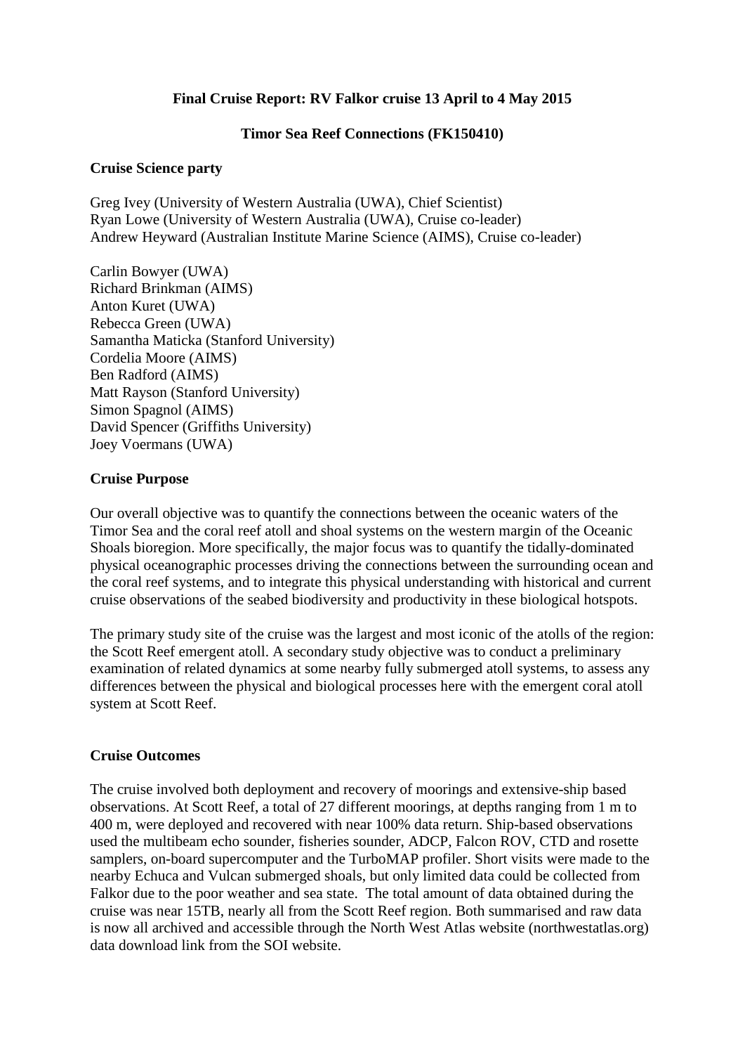# Final Cruise Report: RV Falkor cruise 13 April to 4 May 2015

## Timor Sea Reef Connections (FK150410)

### Cruise Science party

Greg Ivey (University of Western Australia (UWA), Chief Scientist)
Ryan Lowe (University of Western Australia (UWA), Cruise co-leader)
Andrew Heyward (Australian Institute Marine Science (AIMS), Cruise co-leader)

Carlin Bowyer (UWA)
Richard Brinkman (AIMS)
Anton Kuret (UWA)
Rebecca Green (UWA)
Samantha Maticka (Stanford University)
Cordelia Moore (AIMS)
Ben Radford (AIMS)
Matt Rayson (Stanford University)
Simon Spagnol (AIMS)
David Spencer (Griffiths University)
Joey Voermans (UWA)

### Cruise Purpose

Our overall objective was to quantify the connections between the oceanic waters of the Timor Sea and the coral reef atoll and shoal systems on the western margin of the Oceanic Shoals bioregion. More specifically, the major focus was to quantify the tidally-dominated physical oceanographic processes driving the connections between the surrounding ocean and the coral reef systems, and to integrate this physical understanding with historical and current cruise observations of the seabed biodiversity and productivity in these biological hotspots.

The primary study site of the cruise was the largest and most iconic of the atolls of the region: the Scott Reef emergent atoll. A secondary study objective was to conduct a preliminary examination of related dynamics at some nearby fully submerged atoll systems, to assess any differences between the physical and biological processes here with the emergent coral atoll system at Scott Reef.

### Cruise Outcomes

The cruise involved both deployment and recovery of moorings and extensive-ship based observations. At Scott Reef, a total of 27 different moorings, at depths ranging from 1 m to 400 m, were deployed and recovered with near 100% data return. Ship-based observations used the multibeam echo sounder, fisheries sounder, ADCP, Falcon ROV, CTD and rosette samplers, on-board supercomputer and the TurboMAP profiler. Short visits were made to the nearby Echuca and Vulcan submerged shoals, but only limited data could be collected from Falkor due to the poor weather and sea state. The total amount of data obtained during the cruise was near 15TB, nearly all from the Scott Reef region. Both summarised and raw data is now all archived and accessible through the North West Atlas website (northwestatlas.org) data download link from the SOI website.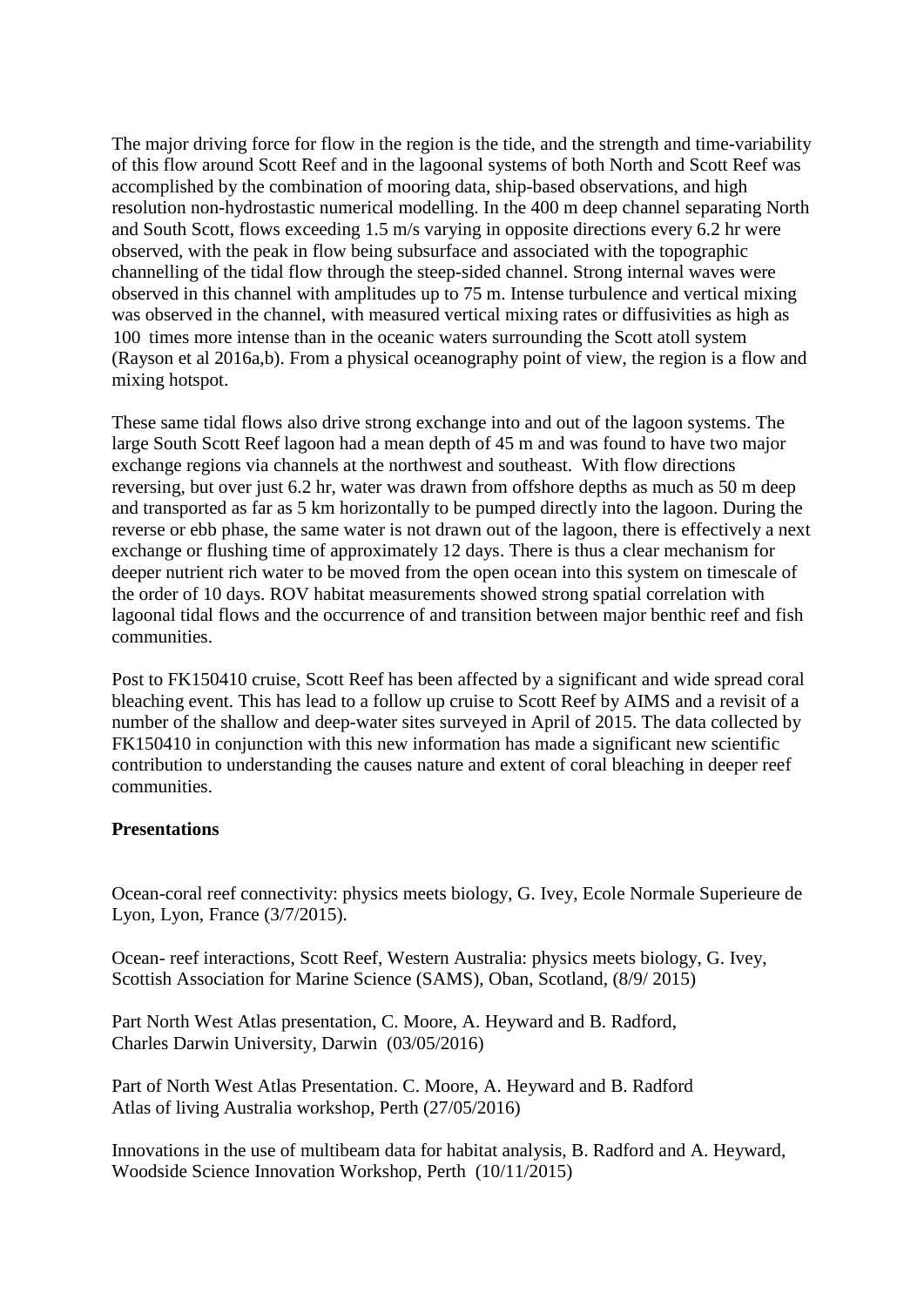The major driving force for flow in the region is the tide, and the strength and time-variability of this flow around Scott Reef and in the lagoonal systems of both North and Scott Reef was accomplished by the combination of mooring data, ship-based observations, and high resolution non-hydrostastic numerical modelling. In the 400 m deep channel separating North and South Scott, flows exceeding 1.5 m/s varying in opposite directions every 6.2 hr were observed, with the peak in flow being subsurface and associated with the topographic channelling of the tidal flow through the steep-sided channel. Strong internal waves were observed in this channel with amplitudes up to 75 m. Intense turbulence and vertical mixing was observed in the channel, with measured vertical mixing rates or diffusivities as high as 100 times more intense than in the oceanic waters surrounding the Scott atoll system (Rayson et al 2016a,b). From a physical oceanography point of view, the region is a flow and mixing hotspot.

These same tidal flows also drive strong exchange into and out of the lagoon systems. The large South Scott Reef lagoon had a mean depth of 45 m and was found to have two major exchange regions via channels at the northwest and southeast. With flow directions reversing, but over just 6.2 hr, water was drawn from offshore depths as much as 50 m deep and transported as far as 5 km horizontally to be pumped directly into the lagoon. During the reverse or ebb phase, the same water is not drawn out of the lagoon, there is effectively a next exchange or flushing time of approximately 12 days. There is thus a clear mechanism for deeper nutrient rich water to be moved from the open ocean into this system on timescale of the order of 10 days. ROV habitat measurements showed strong spatial correlation with lagoonal tidal flows and the occurrence of and transition between major benthic reef and fish communities.

Post to FK150410 cruise, Scott Reef has been affected by a significant and wide spread coral bleaching event. This has lead to a follow up cruise to Scott Reef by AIMS and a revisit of a number of the shallow and deep-water sites surveyed in April of 2015. The data collected by FK150410 in conjunction with this new information has made a significant new scientific contribution to understanding the causes nature and extent of coral bleaching in deeper reef communities.

**Presentations**

Ocean-coral reef connectivity: physics meets biology, G. Ivey, Ecole Normale Superieure de Lyon, Lyon, France (3/7/2015).

Ocean- reef interactions, Scott Reef, Western Australia: physics meets biology, G. Ivey, Scottish Association for Marine Science (SAMS), Oban, Scotland, (8/9/ 2015)

Part North West Atlas presentation, C. Moore, A. Heyward and B. Radford,
Charles Darwin University, Darwin (03/05/2016)

Part of North West Atlas Presentation. C. Moore, A. Heyward and B. Radford
Atlas of living Australia workshop, Perth (27/05/2016)

Innovations in the use of multibeam data for habitat analysis, B. Radford and A. Heyward, Woodside Science Innovation Workshop, Perth (10/11/2015)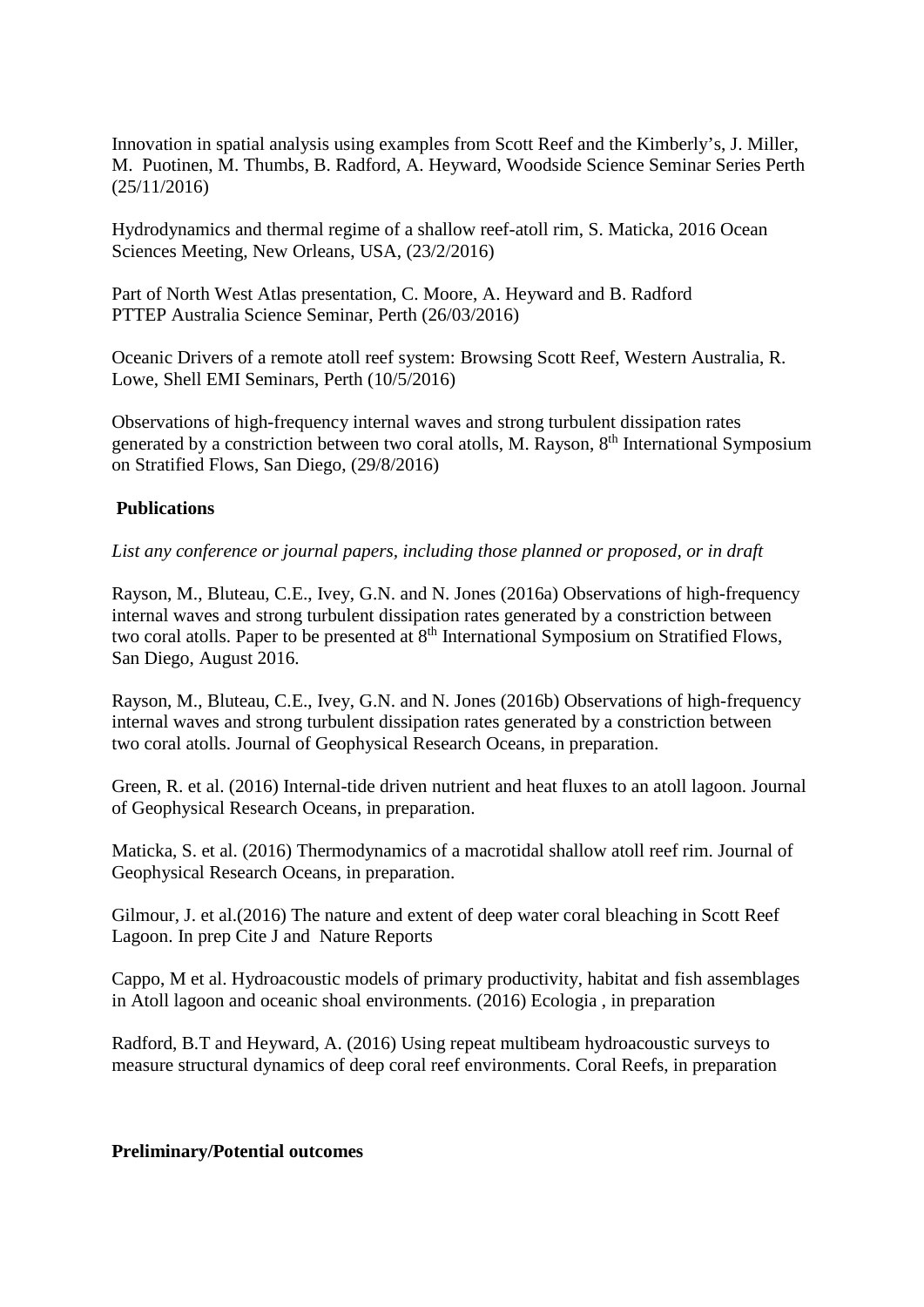Innovation in spatial analysis using examples from Scott Reef and the Kimberly's, J. Miller, M. Puotinen, M. Thumbs, B. Radford, A. Heyward, Woodside Science Seminar Series Perth (25/11/2016)

Hydrodynamics and thermal regime of a shallow reef-atoll rim, S. Maticka, 2016 Ocean Sciences Meeting, New Orleans, USA, (23/2/2016)

Part of North West Atlas presentation, C. Moore, A. Heyward and B. Radford PTTEP Australia Science Seminar, Perth (26/03/2016)

Oceanic Drivers of a remote atoll reef system: Browsing Scott Reef, Western Australia, R. Lowe, Shell EMI Seminars, Perth (10/5/2016)

Observations of high-frequency internal waves and strong turbulent dissipation rates generated by a constriction between two coral atolls, M. Rayson, 8th International Symposium on Stratified Flows, San Diego, (29/8/2016)

**Publications**

*List any conference or journal papers, including those planned or proposed, or in draft*

Rayson, M., Bluteau, C.E., Ivey, G.N. and N. Jones (2016a) Observations of high-frequency internal waves and strong turbulent dissipation rates generated by a constriction between two coral atolls. Paper to be presented at 8th International Symposium on Stratified Flows, San Diego, August 2016.

Rayson, M., Bluteau, C.E., Ivey, G.N. and N. Jones (2016b) Observations of high-frequency internal waves and strong turbulent dissipation rates generated by a constriction between two coral atolls. Journal of Geophysical Research Oceans, in preparation.

Green, R. et al. (2016) Internal-tide driven nutrient and heat fluxes to an atoll lagoon. Journal of Geophysical Research Oceans, in preparation.

Maticka, S. et al. (2016) Thermodynamics of a macrotidal shallow atoll reef rim. Journal of Geophysical Research Oceans, in preparation.

Gilmour, J. et al.(2016) The nature and extent of deep water coral bleaching in Scott Reef Lagoon. In prep Cite J and Nature Reports

Cappo, M et al. Hydroacoustic models of primary productivity, habitat and fish assemblages in Atoll lagoon and oceanic shoal environments. (2016) Ecologia , in preparation

Radford, B.T and Heyward, A. (2016) Using repeat multibeam hydroacoustic surveys to measure structural dynamics of deep coral reef environments. Coral Reefs, in preparation

**Preliminary/Potential outcomes**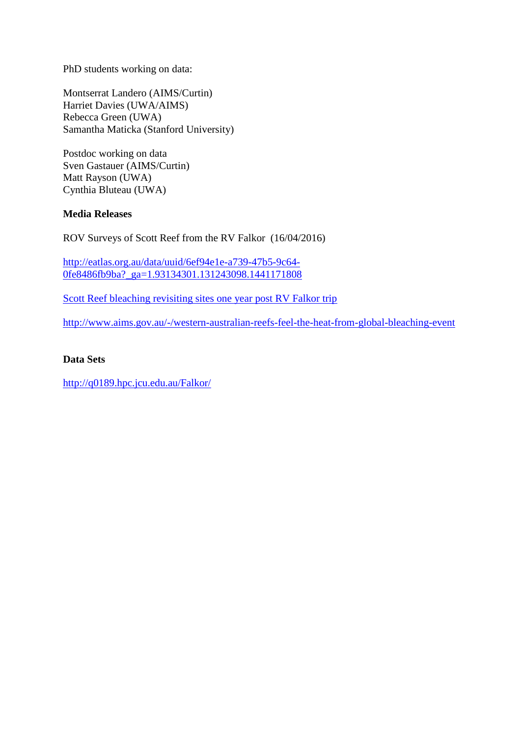PhD students working on data:

Montserrat Landero (AIMS/Curtin)
Harriet Davies (UWA/AIMS)
Rebecca Green (UWA)
Samantha Maticka (Stanford University)

Postdoc working on data
Sven Gastauer (AIMS/Curtin)
Matt Rayson (UWA)
Cynthia Bluteau (UWA)

**Media Releases**

ROV Surveys of Scott Reef from the RV Falkor (16/04/2016)

http://eatlas.org.au/data/uuid/6ef94e1e-a739-47b5-9c64-0fe8486fb9ba?_ga=1.93134301.131243098.1441171808

Scott Reef bleaching revisiting sites one year post RV Falkor trip

http://www.aims.gov.au/-/western-australian-reefs-feel-the-heat-from-global-bleaching-event

**Data Sets**

http://q0189.hpc.jcu.edu.au/Falkor/